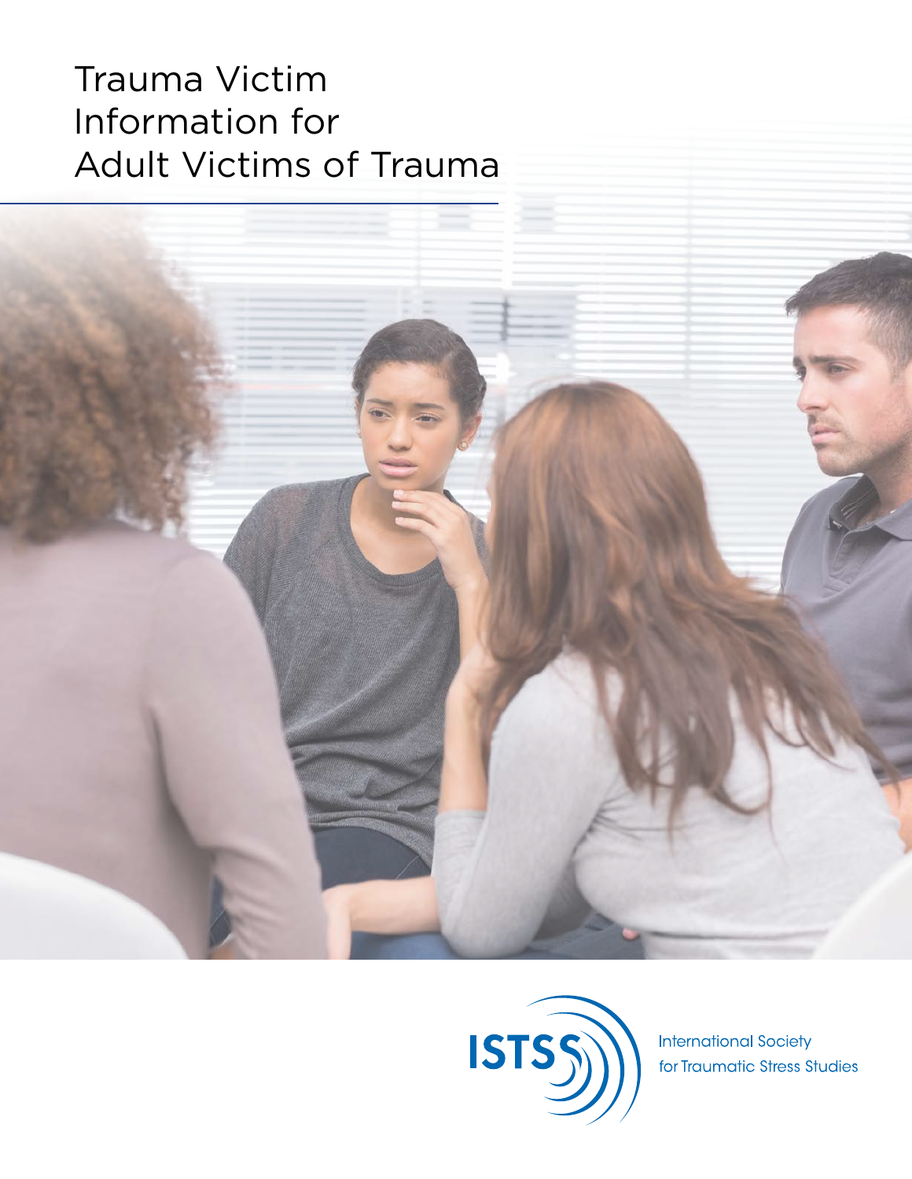# Trauma Victim Information for Adult Victims of Trauma

ISTSS

International Society for Traumatic Stress Studies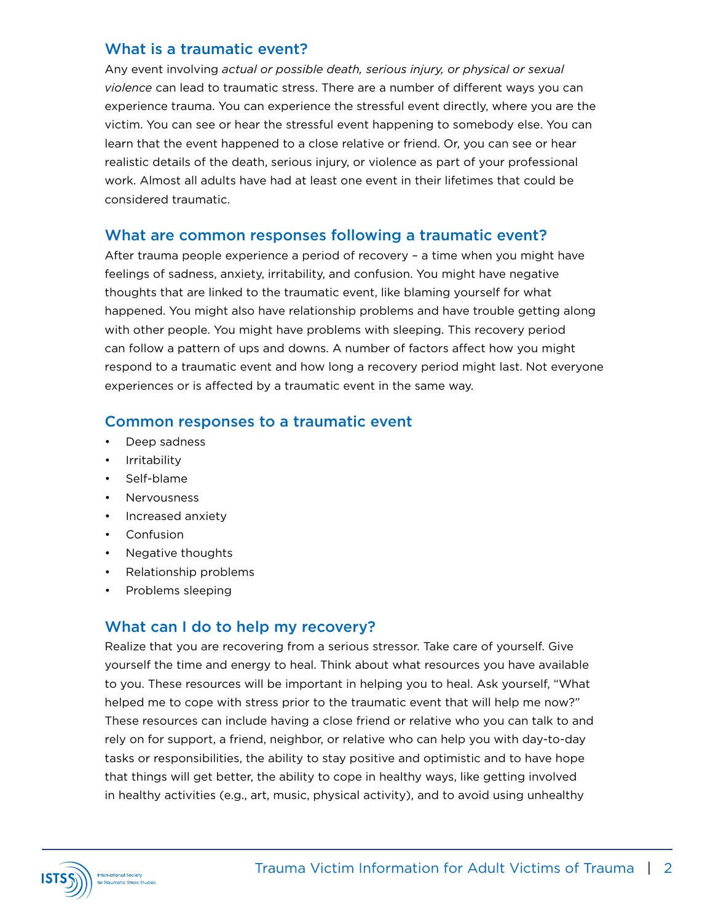## What is a traumatic event?

Any event involving *actual or possible death, serious injury, or physical or sexual violence* can lead to traumatic stress. There are a number of different ways you can experience trauma. You can experience the stressful event directly, where you are the victim. You can see or hear the stressful event happening to somebody else. You can learn that the event happened to a close relative or friend. Or, you can see or hear realistic details of the death, serious injury, or violence as part of your professional work. Almost all adults have had at least one event in their lifetimes that could be considered traumatic.

## What are common responses following a traumatic event?

After trauma people experience a period of recovery – a time when you might have feelings of sadness, anxiety, irritability, and confusion. You might have negative thoughts that are linked to the traumatic event, like blaming yourself for what happened. You might also have relationship problems and have trouble getting along with other people. You might have problems with sleeping. This recovery period can follow a pattern of ups and downs. A number of factors affect how you might respond to a traumatic event and how long a recovery period might last. Not everyone experiences or is affected by a traumatic event in the same way.

## Common responses to a traumatic event

- Deep sadness
- Irritability
- Self-blame
- Nervousness
- Increased anxiety
- Confusion
- Negative thoughts
- Relationship problems
- Problems sleeping

## What can I do to help my recovery?

Realize that you are recovering from a serious stressor. Take care of yourself. Give yourself the time and energy to heal. Think about what resources you have available to you. These resources will be important in helping you to heal. Ask yourself, "What helped me to cope with stress prior to the traumatic event that will help me now?" These resources can include having a close friend or relative who you can talk to and rely on for support, a friend, neighbor, or relative who can help you with day-to-day tasks or responsibilities, the ability to stay positive and optimistic and to have hope that things will get better, the ability to cope in healthy ways, like getting involved in healthy activities (e.g., art, music, physical activity), and to avoid using unhealthy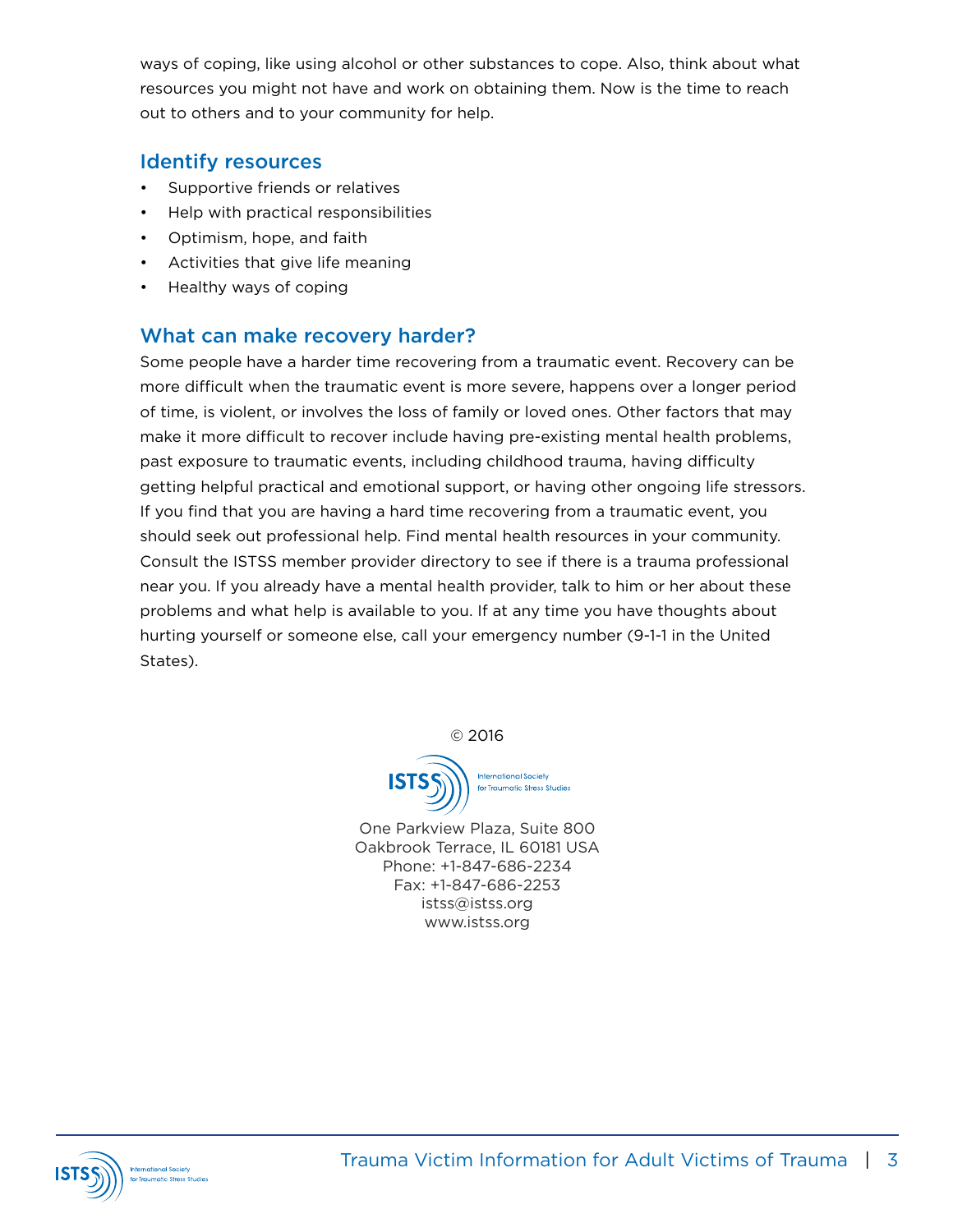ways of coping, like using alcohol or other substances to cope. Also, think about what resources you might not have and work on obtaining them. Now is the time to reach out to others and to your community for help.

## Identify resources

- Supportive friends or relatives
- Help with practical responsibilities
- Optimism, hope, and faith
- Activities that give life meaning
- Healthy ways of coping

## What can make recovery harder?

Some people have a harder time recovering from a traumatic event. Recovery can be more difficult when the traumatic event is more severe, happens over a longer period of time, is violent, or involves the loss of family or loved ones. Other factors that may make it more difficult to recover include having pre-existing mental health problems, past exposure to traumatic events, including childhood trauma, having difficulty getting helpful practical and emotional support, or having other ongoing life stressors. If you find that you are having a hard time recovering from a traumatic event, you should seek out professional help. Find mental health resources in your community. Consult the ISTSS member provider directory to see if there is a trauma professional near you. If you already have a mental health provider, talk to him or her about these problems and what help is available to you. If at any time you have thoughts about hurting yourself or someone else, call your emergency number (9-1-1 in the United States).

© 2016

ISTSS International Society for Traumatic Stress Studies

One Parkview Plaza, Suite 800
Oakbrook Terrace, IL 60181 USA
Phone: +1-847-686-2234
Fax: +1-847-686-2253
istss@istss.org
www.istss.org